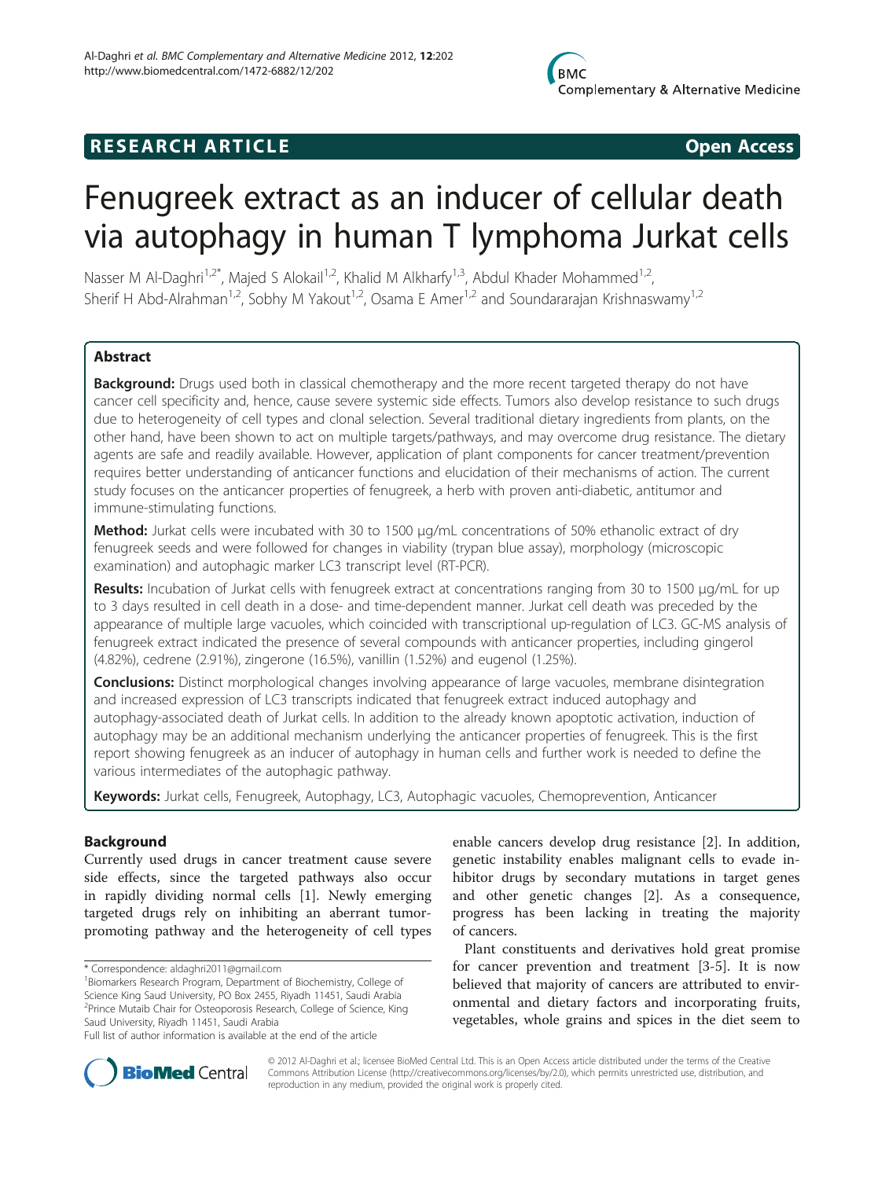RESEARCH ARTICLE Open Access

# Fenugreek extract as an inducer of cellular death via autophagy in human T lymphoma Jurkat cells

Nasser M Al-Daghri[1,2*], Majed S Alokail[1,2], Khalid M Alkharfy[1,3], Abdul Khader Mohammed[1,2], Sherif H Abd-Alrahman[1,2], Sobhy M Yakout[1,2], Osama E Amer[1,2] and Soundararajan Krishnaswamy[1,2]

## Abstract

**Background:** Drugs used both in classical chemotherapy and the more recent targeted therapy do not have cancer cell specificity and, hence, cause severe systemic side effects. Tumors also develop resistance to such drugs due to heterogeneity of cell types and clonal selection. Several traditional dietary ingredients from plants, on the other hand, have been shown to act on multiple targets/pathways, and may overcome drug resistance. The dietary agents are safe and readily available. However, application of plant components for cancer treatment/prevention requires better understanding of anticancer functions and elucidation of their mechanisms of action. The current study focuses on the anticancer properties of fenugreek, a herb with proven anti-diabetic, antitumor and immune-stimulating functions.

**Method:** Jurkat cells were incubated with 30 to 1500 μg/mL concentrations of 50% ethanolic extract of dry fenugreek seeds and were followed for changes in viability (trypan blue assay), morphology (microscopic examination) and autophagic marker LC3 transcript level (RT-PCR).

**Results:** Incubation of Jurkat cells with fenugreek extract at concentrations ranging from 30 to 1500 μg/mL for up to 3 days resulted in cell death in a dose- and time-dependent manner. Jurkat cell death was preceded by the appearance of multiple large vacuoles, which coincided with transcriptional up-regulation of LC3. GC-MS analysis of fenugreek extract indicated the presence of several compounds with anticancer properties, including gingerol (4.82%), cedrene (2.91%), zingerone (16.5%), vanillin (1.52%) and eugenol (1.25%).

**Conclusions:** Distinct morphological changes involving appearance of large vacuoles, membrane disintegration and increased expression of LC3 transcripts indicated that fenugreek extract induced autophagy and autophagy-associated death of Jurkat cells. In addition to the already known apoptotic activation, induction of autophagy may be an additional mechanism underlying the anticancer properties of fenugreek. This is the first report showing fenugreek as an inducer of autophagy in human cells and further work is needed to define the various intermediates of the autophagic pathway.

**Keywords:** Jurkat cells, Fenugreek, Autophagy, LC3, Autophagic vacuoles, Chemoprevention, Anticancer

## Background

Currently used drugs in cancer treatment cause severe side effects, since the targeted pathways also occur in rapidly dividing normal cells [1]. Newly emerging targeted drugs rely on inhibiting an aberrant tumor-promoting pathway and the heterogeneity of cell types enable cancers develop drug resistance [2]. In addition, genetic instability enables malignant cells to evade inhibitor drugs by secondary mutations in target genes and other genetic changes [2]. As a consequence, progress has been lacking in treating the majority of cancers.

Plant constituents and derivatives hold great promise for cancer prevention and treatment [3-5]. It is now believed that majority of cancers are attributed to environmental and dietary factors and incorporating fruits, vegetables, whole grains and spices in the diet seem to

\* Correspondence: aldaghri2011@gmail.com

[1]Biomarkers Research Program, Department of Biochemistry, College of Science King Saud University, PO Box 2455, Riyadh 11451, Saudi Arabia

[2]Prince Mutaib Chair for Osteoporosis Research, College of Science, King Saud University, Riyadh 11451, Saudi Arabia

Full list of author information is available at the end of the article

© 2012 Al-Daghri et al.; licensee BioMed Central Ltd. This is an Open Access article distributed under the terms of the Creative Commons Attribution License (http://creativecommons.org/licenses/by/2.0), which permits unrestricted use, distribution, and reproduction in any medium, provided the original work is properly cited.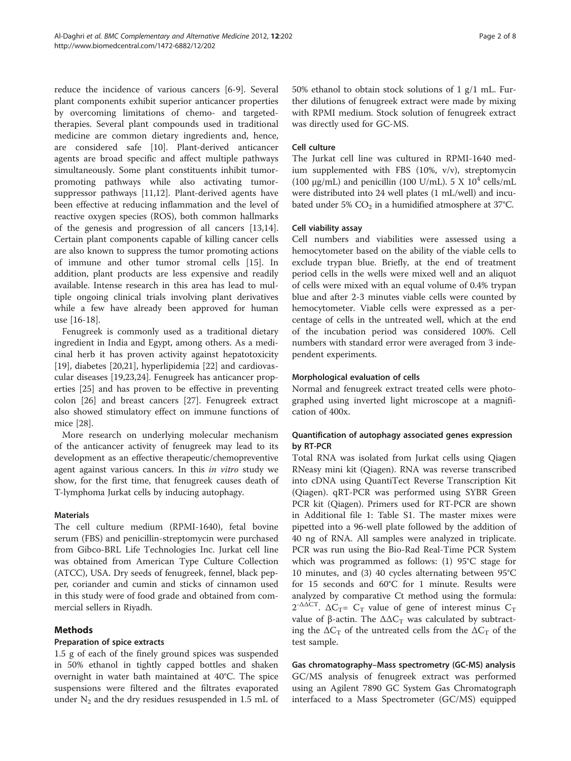reduce the incidence of various cancers [6-9]. Several plant components exhibit superior anticancer properties by overcoming limitations of chemo- and targeted-therapies. Several plant compounds used in traditional medicine are common dietary ingredients and, hence, are considered safe [10]. Plant-derived anticancer agents are broad specific and affect multiple pathways simultaneously. Some plant constituents inhibit tumor-promoting pathways while also activating tumor-suppressor pathways [11,12]. Plant-derived agents have been effective at reducing inflammation and the level of reactive oxygen species (ROS), both common hallmarks of the genesis and progression of all cancers [13,14]. Certain plant components capable of killing cancer cells are also known to suppress the tumor promoting actions of immune and other tumor stromal cells [15]. In addition, plant products are less expensive and readily available. Intense research in this area has lead to multiple ongoing clinical trials involving plant derivatives while a few have already been approved for human use [16-18].

Fenugreek is commonly used as a traditional dietary ingredient in India and Egypt, among others. As a medicinal herb it has proven activity against hepatotoxicity [19], diabetes [20,21], hyperlipidemia [22] and cardiovascular diseases [19,23,24]. Fenugreek has anticancer properties [25] and has proven to be effective in preventing colon [26] and breast cancers [27]. Fenugreek extract also showed stimulatory effect on immune functions of mice [28].

More research on underlying molecular mechanism of the anticancer activity of fenugreek may lead to its development as an effective therapeutic/chemopreventive agent against various cancers. In this *in vitro* study we show, for the first time, that fenugreek causes death of T-lymphoma Jurkat cells by inducing autophagy.

### Materials

The cell culture medium (RPMI-1640), fetal bovine serum (FBS) and penicillin-streptomycin were purchased from Gibco-BRL Life Technologies Inc. Jurkat cell line was obtained from American Type Culture Collection (ATCC), USA. Dry seeds of fenugreek, fennel, black pepper, coriander and cumin and sticks of cinnamon used in this study were of food grade and obtained from commercial sellers in Riyadh.

## Methods

### Preparation of spice extracts

1.5 g of each of the finely ground spices was suspended in 50% ethanol in tightly capped bottles and shaken overnight in water bath maintained at 40°C. The spice suspensions were filtered and the filtrates evaporated under $N_2$ and the dry residues resuspended in 1.5 mL of 50% ethanol to obtain stock solutions of 1 g/1 mL. Further dilutions of fenugreek extract were made by mixing with RPMI medium. Stock solution of fenugreek extract was directly used for GC-MS.

### Cell culture

The Jurkat cell line was cultured in RPMI-1640 medium supplemented with FBS (10%, v/v), streptomycin (100 μg/mL) and penicillin (100 U/mL). 5 X $10^4$ cells/mL were distributed into 24 well plates (1 mL/well) and incubated under 5% $CO_2$ in a humidified atmosphere at 37°C.

### Cell viability assay

Cell numbers and viabilities were assessed using a hemocytometer based on the ability of the viable cells to exclude trypan blue. Briefly, at the end of treatment period cells in the wells were mixed well and an aliquot of cells were mixed with an equal volume of 0.4% trypan blue and after 2-3 minutes viable cells were counted by hemocytometer. Viable cells were expressed as a percentage of cells in the untreated well, which at the end of the incubation period was considered 100%. Cell numbers with standard error were averaged from 3 independent experiments.

### Morphological evaluation of cells

Normal and fenugreek extract treated cells were photographed using inverted light microscope at a magnification of 400x.

### Quantification of autophagy associated genes expression by RT-PCR

Total RNA was isolated from Jurkat cells using Qiagen RNeasy mini kit (Qiagen). RNA was reverse transcribed into cDNA using QuantiTect Reverse Transcription Kit (Qiagen). qRT-PCR was performed using SYBR Green PCR kit (Qiagen). Primers used for RT-PCR are shown in Additional file 1: Table S1. The master mixes were pipetted into a 96-well plate followed by the addition of 40 ng of RNA. All samples were analyzed in triplicate. PCR was run using the Bio-Rad Real-Time PCR System which was programmed as follows: (1) 95°C stage for 10 minutes, and (3) 40 cycles alternating between 95°C for 15 seconds and 60°C for 1 minute. Results were analyzed by comparative Ct method using the formula: $2^{-\Delta\Delta CT}$. $\Delta C_T$= $C_T$ value of gene of interest minus $C_T$ value of β-actin. The $\Delta\Delta C_T$ was calculated by subtracting the $\Delta C_T$ of the untreated cells from the $\Delta C_T$ of the test sample.

### Gas chromatography–Mass spectrometry (GC-MS) analysis

GC/MS analysis of fenugreek extract was performed using an Agilent 7890 GC System Gas Chromatograph interfaced to a Mass Spectrometer (GC/MS) equipped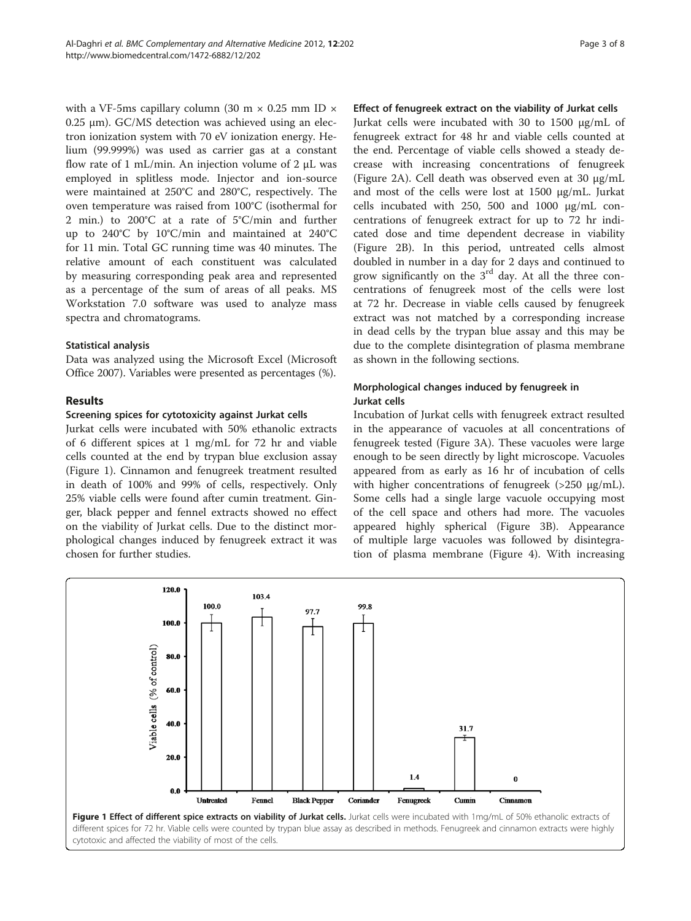with a VF-5ms capillary column (30 m × 0.25 mm ID × 0.25 μm). GC/MS detection was achieved using an electron ionization system with 70 eV ionization energy. Helium (99.999%) was used as carrier gas at a constant flow rate of 1 mL/min. An injection volume of 2 μL was employed in splitless mode. Injector and ion-source were maintained at 250°C and 280°C, respectively. The oven temperature was raised from 100°C (isothermal for 2 min.) to 200°C at a rate of 5°C/min and further up to 240°C by 10°C/min and maintained at 240°C for 11 min. Total GC running time was 40 minutes. The relative amount of each constituent was calculated by measuring corresponding peak area and represented as a percentage of the sum of areas of all peaks. MS Workstation 7.0 software was used to analyze mass spectra and chromatograms.

### Statistical analysis

Data was analyzed using the Microsoft Excel (Microsoft Office 2007). Variables were presented as percentages (%).

## Results

### Screening spices for cytotoxicity against Jurkat cells

Jurkat cells were incubated with 50% ethanolic extracts of 6 different spices at 1 mg/mL for 72 hr and viable cells counted at the end by trypan blue exclusion assay (Figure 1). Cinnamon and fenugreek treatment resulted in death of 100% and 99% of cells, respectively. Only 25% viable cells were found after cumin treatment. Ginger, black pepper and fennel extracts showed no effect on the viability of Jurkat cells. Due to the distinct morphological changes induced by fenugreek extract it was chosen for further studies.

### Effect of fenugreek extract on the viability of Jurkat cells

Jurkat cells were incubated with 30 to 1500 μg/mL of fenugreek extract for 48 hr and viable cells counted at the end. Percentage of viable cells showed a steady decrease with increasing concentrations of fenugreek (Figure 2A). Cell death was observed even at 30 μg/mL and most of the cells were lost at 1500 μg/mL. Jurkat cells incubated with 250, 500 and 1000 μg/mL concentrations of fenugreek extract for up to 72 hr indicated dose and time dependent decrease in viability (Figure 2B). In this period, untreated cells almost doubled in number in a day for 2 days and continued to grow significantly on the 3rd day. At all the three concentrations of fenugreek most of the cells were lost at 72 hr. Decrease in viable cells caused by fenugreek extract was not matched by a corresponding increase in dead cells by the trypan blue assay and this may be due to the complete disintegration of plasma membrane as shown in the following sections.

### Morphological changes induced by fenugreek in Jurkat cells

Incubation of Jurkat cells with fenugreek extract resulted in the appearance of vacuoles at all concentrations of fenugreek tested (Figure 3A). These vacuoles were large enough to be seen directly by light microscope. Vacuoles appeared from as early as 16 hr of incubation of cells with higher concentrations of fenugreek (>250 μg/mL). Some cells had a single large vacuole occupying most of the cell space and others had more. The vacuoles appeared highly spherical (Figure 3B). Appearance of multiple large vacuoles was followed by disintegration of plasma membrane (Figure 4). With increasing

| | Untreated | Fennel | Black Pepper | Coriander | Fenugreek | Cumin | Cinnamon |
|---|---|---|---|---|---|---|---|
| Viable cells (% of control) | 100.0 | 103.4 | 97.7 | 99.8 | 1.4 | 31.7 | 0 |

**Figure 1 Effect of different spice extracts on viability of Jurkat cells.** Jurkat cells were incubated with 1mg/mL of 50% ethanolic extracts of different spices for 72 hr. Viable cells were counted by trypan blue assay as described in methods. Fenugreek and cinnamon extracts were highly cytotoxic and affected the viability of most of the cells.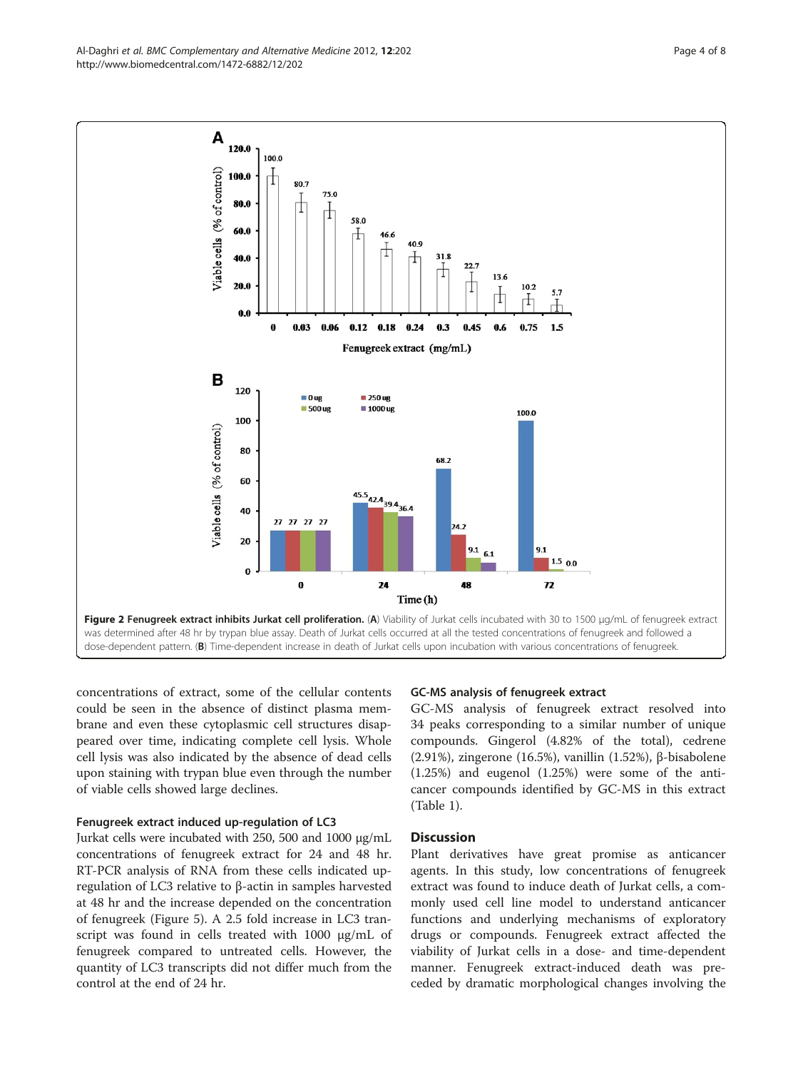**Figure 2 Fenugreek extract inhibits Jurkat cell proliferation.** (**A**) Viability of Jurkat cells incubated with 30 to 1500 μg/mL of fenugreek extract was determined after 48 hr by trypan blue assay. Death of Jurkat cells occurred at all the tested concentrations of fenugreek and followed a dose-dependent pattern. (**B**) Time-dependent increase in death of Jurkat cells upon incubation with various concentrations of fenugreek.

concentrations of extract, some of the cellular contents could be seen in the absence of distinct plasma membrane and even these cytoplasmic cell structures disappeared over time, indicating complete cell lysis. Whole cell lysis was also indicated by the absence of dead cells upon staining with trypan blue even through the number of viable cells showed large declines.

### Fenugreek extract induced up-regulation of LC3

Jurkat cells were incubated with 250, 500 and 1000 μg/mL concentrations of fenugreek extract for 24 and 48 hr. RT-PCR analysis of RNA from these cells indicated up-regulation of LC3 relative to β-actin in samples harvested at 48 hr and the increase depended on the concentration of fenugreek (Figure 5). A 2.5 fold increase in LC3 transcript was found in cells treated with 1000 μg/mL of fenugreek compared to untreated cells. However, the quantity of LC3 transcripts did not differ much from the control at the end of 24 hr.

### GC-MS analysis of fenugreek extract

GC-MS analysis of fenugreek extract resolved into 34 peaks corresponding to a similar number of unique compounds. Gingerol (4.82% of the total), cedrene (2.91%), zingerone (16.5%), vanillin (1.52%), β-bisabolene (1.25%) and eugenol (1.25%) were some of the anticancer compounds identified by GC-MS in this extract (Table 1).

## Discussion

Plant derivatives have great promise as anticancer agents. In this study, low concentrations of fenugreek extract was found to induce death of Jurkat cells, a commonly used cell line model to understand anticancer functions and underlying mechanisms of exploratory drugs or compounds. Fenugreek extract affected the viability of Jurkat cells in a dose- and time-dependent manner. Fenugreek extract-induced death was preceded by dramatic morphological changes involving the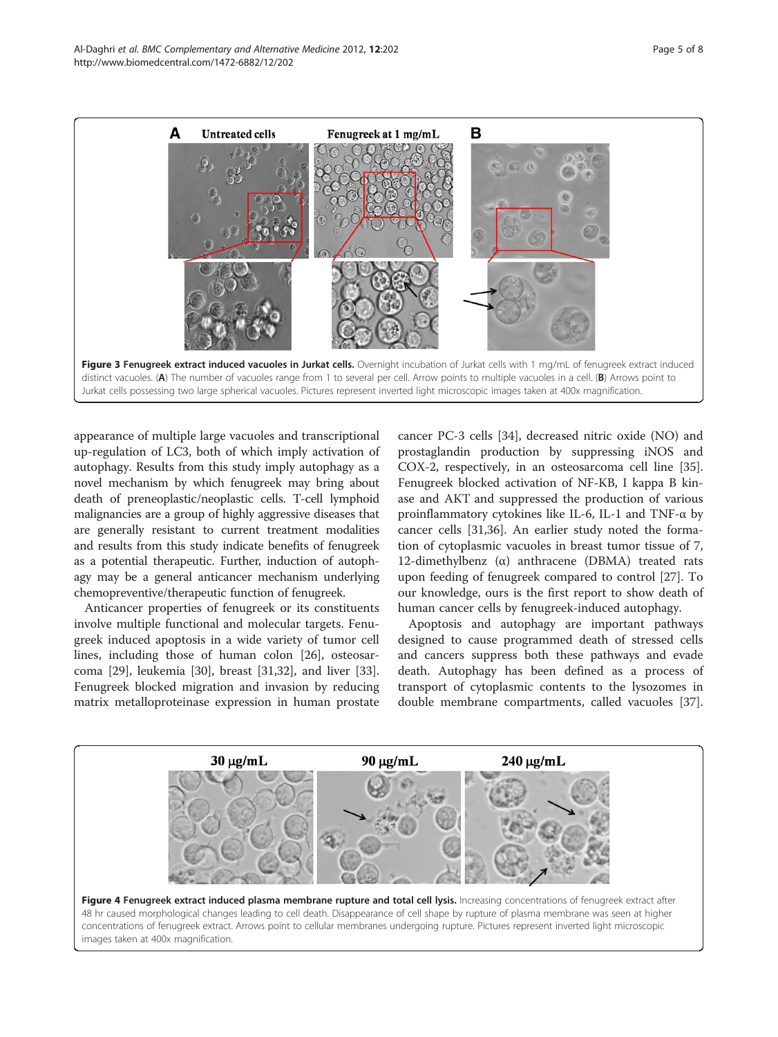Figure 3 Fenugreek extract induced vacuoles in Jurkat cells. Overnight incubation of Jurkat cells with 1 mg/mL of fenugreek extract induced distinct vacuoles. (A) The number of vacuoles range from 1 to several per cell. Arrow points to multiple vacuoles in a cell. (B) Arrows point to Jurkat cells possessing two large spherical vacuoles. Pictures represent inverted light microscopic images taken at 400x magnification.

appearance of multiple large vacuoles and transcriptional up-regulation of LC3, both of which imply activation of autophagy. Results from this study imply autophagy as a novel mechanism by which fenugreek may bring about death of preneoplastic/neoplastic cells. T-cell lymphoid malignancies are a group of highly aggressive diseases that are generally resistant to current treatment modalities and results from this study indicate benefits of fenugreek as a potential therapeutic. Further, induction of autophagy may be a general anticancer mechanism underlying chemopreventive/therapeutic function of fenugreek.

Anticancer properties of fenugreek or its constituents involve multiple functional and molecular targets. Fenugreek induced apoptosis in a wide variety of tumor cell lines, including those of human colon [26], osteosarcoma [29], leukemia [30], breast [31,32], and liver [33]. Fenugreek blocked migration and invasion by reducing matrix metalloproteinase expression in human prostate cancer PC-3 cells [34], decreased nitric oxide (NO) and prostaglandin production by suppressing iNOS and COX-2, respectively, in an osteosarcoma cell line [35]. Fenugreek blocked activation of NF-KB, I kappa B kinase and AKT and suppressed the production of various proinflammatory cytokines like IL-6, IL-1 and TNF-α by cancer cells [31,36]. An earlier study noted the formation of cytoplasmic vacuoles in breast tumor tissue of 7, 12-dimethylbenz (α) anthracene (DBMA) treated rats upon feeding of fenugreek compared to control [27]. To our knowledge, ours is the first report to show death of human cancer cells by fenugreek-induced autophagy.

Apoptosis and autophagy are important pathways designed to cause programmed death of stressed cells and cancers suppress both these pathways and evade death. Autophagy has been defined as a process of transport of cytoplasmic contents to the lysozomes in double membrane compartments, called vacuoles [37].

Figure 4 Fenugreek extract induced plasma membrane rupture and total cell lysis. Increasing concentrations of fenugreek extract after 48 hr caused morphological changes leading to cell death. Disappearance of cell shape by rupture of plasma membrane was seen at higher concentrations of fenugreek extract. Arrows point to cellular membranes undergoing rupture. Pictures represent inverted light microscopic images taken at 400x magnification.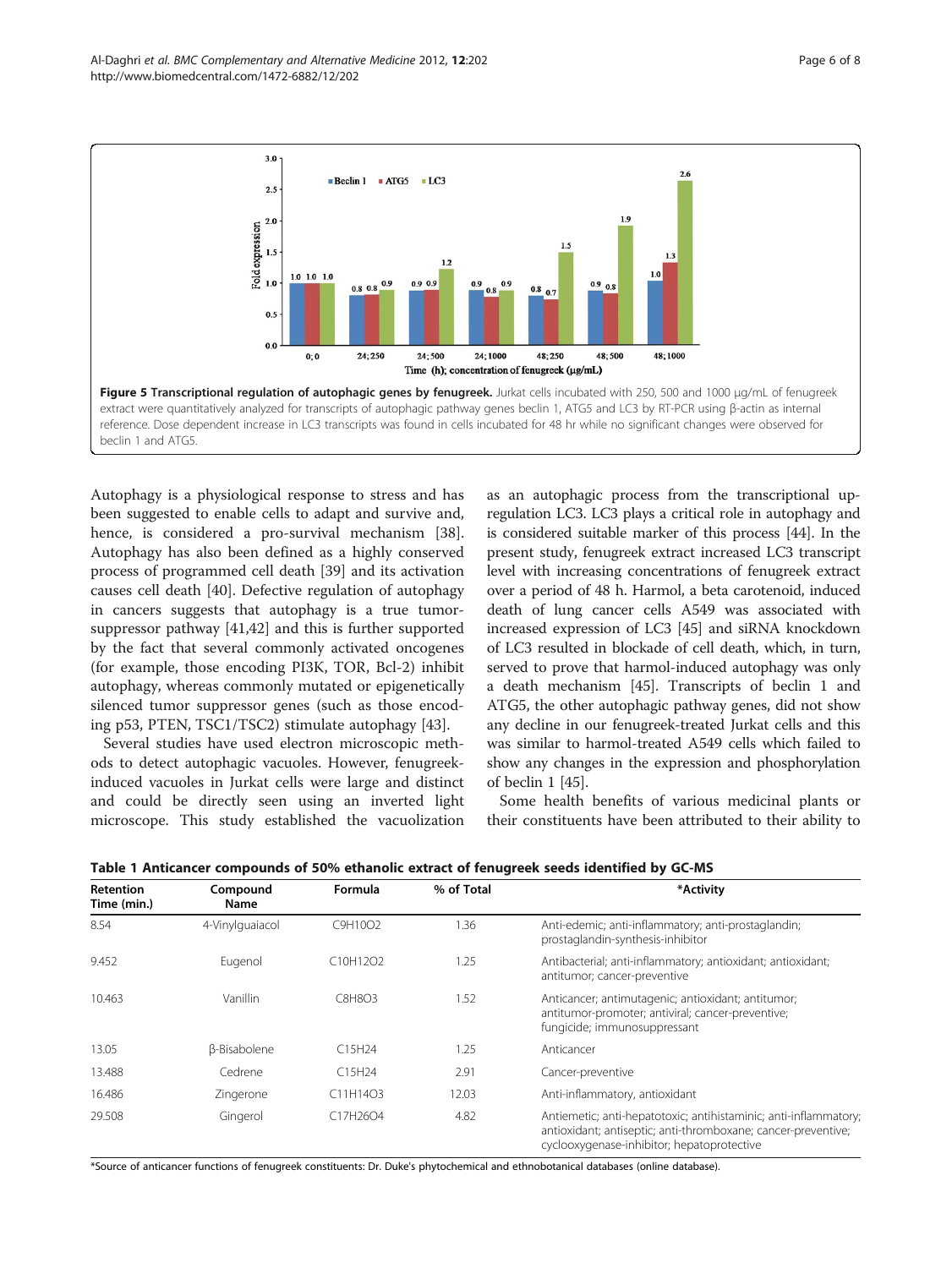**Figure 5 Transcriptional regulation of autophagic genes by fenugreek.** Jurkat cells incubated with 250, 500 and 1000 μg/mL of fenugreek extract were quantitatively analyzed for transcripts of autophagic pathway genes beclin 1, ATG5 and LC3 by RT-PCR using β-actin as internal reference. Dose dependent increase in LC3 transcripts was found in cells incubated for 48 hr while no significant changes were observed for beclin 1 and ATG5.

Autophagy is a physiological response to stress and has been suggested to enable cells to adapt and survive and, hence, is considered a pro-survival mechanism [38]. Autophagy has also been defined as a highly conserved process of programmed cell death [39] and its activation causes cell death [40]. Defective regulation of autophagy in cancers suggests that autophagy is a true tumor-suppressor pathway [41,42] and this is further supported by the fact that several commonly activated oncogenes (for example, those encoding PI3K, TOR, Bcl-2) inhibit autophagy, whereas commonly mutated or epigenetically silenced tumor suppressor genes (such as those encoding p53, PTEN, TSC1/TSC2) stimulate autophagy [43].

Several studies have used electron microscopic methods to detect autophagic vacuoles. However, fenugreek-induced vacuoles in Jurkat cells were large and distinct and could be directly seen using an inverted light microscope. This study established the vacuolization as an autophagic process from the transcriptional up-regulation LC3. LC3 plays a critical role in autophagy and is considered suitable marker of this process [44]. In the present study, fenugreek extract increased LC3 transcript level with increasing concentrations of fenugreek extract over a period of 48 h. Harmol, a beta carotenoid, induced death of lung cancer cells A549 was associated with increased expression of LC3 [45] and siRNA knockdown of LC3 resulted in blockade of cell death, which, in turn, served to prove that harmol-induced autophagy was only a death mechanism [45]. Transcripts of beclin 1 and ATG5, the other autophagic pathway genes, did not show any decline in our fenugreek-treated Jurkat cells and this was similar to harmol-treated A549 cells which failed to show any changes in the expression and phosphorylation of beclin 1 [45].

Some health benefits of various medicinal plants or their constituents have been attributed to their ability to

**Table 1 Anticancer compounds of 50% ethanolic extract of fenugreek seeds identified by GC-MS**

| Retention Time (min.) | Compound Name | Formula | % of Total | *Activity |
|---|---|---|---|---|
| 8.54 | 4-Vinylguaiacol | $C_9H_{10}O_2$ | 1.36 | Anti-edemic; anti-inflammatory; anti-prostaglandin; prostaglandin-synthesis-inhibitor |
| 9.452 | Eugenol | $C_{10}H_{12}O_2$ | 1.25 | Antibacterial; anti-inflammatory; antioxidant; antioxidant; antitumor; cancer-preventive |
| 10.463 | Vanillin | $C_8H_8O_3$ | 1.52 | Anticancer; antimutagenic; antioxidant; antitumor; antitumor-promoter; antiviral; cancer-preventive; fungicide; immunosuppressant |
| 13.05 | β-Bisabolene | $C_{15}H_{24}$ | 1.25 | Anticancer |
| 13.488 | Cedrene | $C_{15}H_{24}$ | 2.91 | Cancer-preventive |
| 16.486 | Zingerone | $C_{11}H_{14}O_3$ | 12.03 | Anti-inflammatory, antioxidant |
| 29.508 | Gingerol | $C_{17}H_{26}O_4$ | 4.82 | Antiemetic; anti-hepatotoxic; antihistaminic; anti-inflammatory; antioxidant; antiseptic; anti-thromboxane; cancer-preventive; cyclooxygenase-inhibitor; hepatoprotective |

*Source of anticancer functions of fenugreek constituents: Dr. Duke's phytochemical and ethnobotanical databases (online database).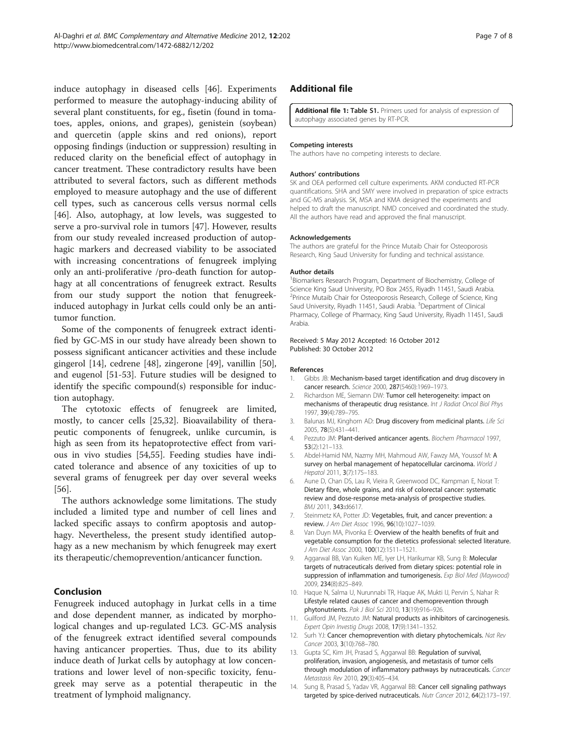induce autophagy in diseased cells [46]. Experiments performed to measure the autophagy-inducing ability of several plant constituents, for eg., fisetin (found in tomatoes, apples, onions, and grapes), genistein (soybean) and quercetin (apple skins and red onions), report opposing findings (induction or suppression) resulting in reduced clarity on the beneficial effect of autophagy in cancer treatment. These contradictory results have been attributed to several factors, such as different methods employed to measure autophagy and the use of different cell types, such as cancerous cells versus normal cells [46]. Also, autophagy, at low levels, was suggested to serve a pro-survival role in tumors [47]. However, results from our study revealed increased production of autophagic markers and decreased viability to be associated with increasing concentrations of fenugreek implying only an anti-proliferative /pro-death function for autophagy at all concentrations of fenugreek extract. Results from our study support the notion that fenugreek-induced autophagy in Jurkat cells could only be an anti-tumor function.

Some of the components of fenugreek extract identified by GC-MS in our study have already been shown to possess significant anticancer activities and these include gingerol [14], cedrene [48], zingerone [49], vanillin [50], and eugenol [51-53]. Future studies will be designed to identify the specific compound(s) responsible for induction autophagy.

The cytotoxic effects of fenugreek are limited, mostly, to cancer cells [25,32]. Bioavailability of therapeutic components of fenugreek, unlike curcumin, is high as seen from its hepatoprotective effect from various in vivo studies [54,55]. Feeding studies have indicated tolerance and absence of any toxicities of up to several grams of fenugreek per day over several weeks [56].

The authors acknowledge some limitations. The study included a limited type and number of cell lines and lacked specific assays to confirm apoptosis and autophagy. Nevertheless, the present study identified autophagy as a new mechanism by which fenugreek may exert its therapeutic/chemoprevention/anticancer function.

## Conclusion

Fenugreek induced autophagy in Jurkat cells in a time and dose dependent manner, as indicated by morphological changes and up-regulated LC3. GC-MS analysis of the fenugreek extract identified several compounds having anticancer properties. Thus, due to its ability induce death of Jurkat cells by autophagy at low concentrations and lower level of non-specific toxicity, fenugreek may serve as a potential therapeutic in the treatment of lymphoid malignancy.

## Additional file

**Additional file 1: Table S1.** Primers used for analysis of expression of autophagy associated genes by RT-PCR.

#### Competing interests

The authors have no competing interests to declare.

#### Authors' contributions

SK and OEA performed cell culture experiments. AKM conducted RT-PCR quantifications. SHA and SMY were involved in preparation of spice extracts and GC-MS analysis. SK, MSA and KMA designed the experiments and helped to draft the manuscript. NMD conceived and coordinated the study. All the authors have read and approved the final manuscript.

#### Acknowledgements

The authors are grateful for the Prince Mutaib Chair for Osteoporosis Research, King Saud University for funding and technical assistance.

#### Author details

[1]Biomarkers Research Program, Department of Biochemistry, College of Science King Saud University, PO Box 2455, Riyadh 11451, Saudi Arabia. [2]Prince Mutaib Chair for Osteoporosis Research, College of Science, King Saud University, Riyadh 11451, Saudi Arabia. [3]Department of Clinical Pharmacy, College of Pharmacy, King Saud University, Riyadh 11451, Saudi Arabia.

Received: 5 May 2012 Accepted: 16 October 2012
Published: 30 October 2012

#### References

1. Gibbs JB: **Mechanism-based target identification and drug discovery in cancer research.** *Science* 2000, **287**(5460):1969–1973.
2. Richardson ME, Siemann DW: **Tumor cell heterogeneity: impact on mechanisms of therapeutic drug resistance.** *Int J Radiat Oncol Biol Phys* 1997, **39**(4):789–795.
3. Balunas MJ, Kinghorn AD: **Drug discovery from medicinal plants.** *Life Sci* 2005, **78**(5):431–441.
4. Pezzuto JM: **Plant-derived anticancer agents.** *Biochem Pharmacol* 1997, **53**(2):121–133.
5. Abdel-Hamid NM, Nazmy MH, Mahmoud AW, Fawzy MA, Youssof M: **A survey on herbal management of hepatocellular carcinoma.** *World J Hepatol* 2011, **3**(7):175–183.
6. Aune D, Chan DS, Lau R, Vieira R, Greenwood DC, Kampman E, Norat T: **Dietary fibre, whole grains, and risk of colorectal cancer: systematic review and dose-response meta-analysis of prospective studies.** *BMJ* 2011, **343**:d6617.
7. Steinmetz KA, Potter JD: **Vegetables, fruit, and cancer prevention: a review.** *J Am Diet Assoc* 1996, **96**(10):1027–1039.
8. Van Duyn MA, Pivonka E: **Overview of the health benefits of fruit and vegetable consumption for the dietetics professional: selected literature.** *J Am Diet Assoc* 2000, **100**(12):1511–1521.
9. Aggarwal BB, Van Kuiken ME, Iyer LH, Harikumar KB, Sung B: **Molecular targets of nutraceuticals derived from dietary spices: potential role in suppression of inflammation and tumorigenesis.** *Exp Biol Med (Maywood)* 2009, **234**(8):825–849.
10. Haque N, Salma U, Nurunnabi TR, Haque AK, Mukti IJ, Pervin S, Nahar R: **Lifestyle related causes of cancer and chemoprevention through phytonutrients.** *Pak J Biol Sci* 2010, **13**(19):916–926.
11. Guilford JM, Pezzuto JM: **Natural products as inhibitors of carcinogenesis.** *Expert Opin Investig Drugs* 2008, **17**(9):1341–1352.
12. Surh YJ: **Cancer chemoprevention with dietary phytochemicals.** *Nat Rev Cancer* 2003, **3**(10):768–780.
13. Gupta SC, Kim JH, Prasad S, Aggarwal BB: **Regulation of survival, proliferation, invasion, angiogenesis, and metastasis of tumor cells through modulation of inflammatory pathways by nutraceuticals.** *Cancer Metastasis Rev* 2010, **29**(3):405–434.
14. Sung B, Prasad S, Yadav VR, Aggarwal BB: **Cancer cell signaling pathways targeted by spice-derived nutraceuticals.** *Nutr Cancer* 2012, **64**(2):173–197.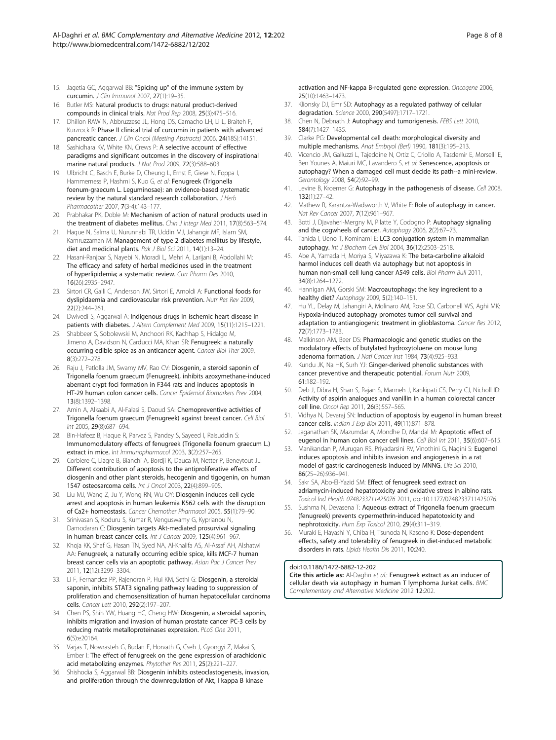15. Jagetia GC, Aggarwal BB: "Spicing up" of the immune system by curcumin. *J Clin Immunol* 2007, 27(1):19–35.
16. Butler MS: Natural products to drugs: natural product-derived compounds in clinical trials. *Nat Prod Rep* 2008, 25(3):475–516.
17. Dhillon RAW N, Abbruzzese JL, Hong DS, Camacho LH, Li L, Braiteh F, Kurzrock R: Phase II clinical trial of curcumin in patients with advanced pancreatic cancer. *J Clin Oncol (Meeting Abstracts)* 2006, 24(18S):14151.
18. Sashidhara KV, White KN, Crews P: A selective account of effective paradigms and significant outcomes in the discovery of inspirational marine natural products. *J Nat Prod* 2009, 72(3):588–603.
19. Ulbricht C, Basch E, Burke D, Cheung L, Ernst E, Giese N, Foppa I, Hammerness P, Hashmi S, Kuo G, *et al*: Fenugreek (Trigonella foenum-graecum L. Leguminosae): an evidence-based systematic review by the natural standard research collaboration. *J Herb Pharmacother* 2007, 7(3-4):143–177.
20. Prabhakar PK, Doble M: Mechanism of action of natural products used in the treatment of diabetes mellitus. *Chin J Integr Med* 2011, 17(8):563–574.
21. Haque N, Salma U, Nurunnabi TR, Uddin MJ, Jahangir MF, Islam SM, Kamruzzaman M: Management of type 2 diabetes mellitus by lifestyle, diet and medicinal plants. *Pak J Biol Sci* 2011, 14(1):13–24.
22. Hasani-Ranjbar S, Nayebi N, Moradi L, Mehri A, Larijani B, Abdollahi M: The efficacy and safety of herbal medicines used in the treatment of hyperlipidemia; a systematic review. *Curr Pharm Des* 2010, 16(26):2935–2947.
23. Sirtori CR, Galli C, Anderson JW, Sirtori E, Arnoldi A: Functional foods for dyslipidaemia and cardiovascular risk prevention. *Nutr Res Rev* 2009, 22(2):244–261.
24. Dwivedi S, Aggarwal A: Indigenous drugs in ischemic heart disease in patients with diabetes. *J Altern Complement Med* 2009, 15(11):1215–1221.
25. Shabbeer S, Sobolewski M, Anchoori RK, Kachhap S, Hidalgo M, Jimeno A, Davidson N, Carducci MA, Khan SR: Fenugreek: a naturally occurring edible spice as an anticancer agent. *Cancer Biol Ther* 2009, 8(3):272–278.
26. Raju J, Patlolla JM, Swamy MV, Rao CV: Diosgenin, a steroid saponin of Trigonella foenum graecum (Fenugreek), inhibits azoxymethane-induced aberrant crypt foci formation in F344 rats and induces apoptosis in HT-29 human colon cancer cells. *Cancer Epidemiol Biomarkers Prev* 2004, 13(8):1392–1398.
27. Amin A, Alkaabi A, Al-Falasi S, Daoud SA: Chemopreventive activities of Trigonella foenum graecum (Fenugreek) against breast cancer. *Cell Biol Int* 2005, 29(8):687–694.
28. Bin-Hafeez B, Haque R, Parvez S, Pandey S, Sayeed I, Raisuddin S: Immunomodulatory effects of fenugreek (Trigonella foenum graecum L.) extract in mice. *Int Immunopharmacol* 2003, 3(2):257–265.
29. Corbiere C, Liagre B, Bianchi A, Bordji K, Dauca M, Netter P, Beneytout JL: Different contribution of apoptosis to the antiproliferative effects of diosgenin and other plant steroids, hecogenin and tigogenin, on human 1547 osteosarcoma cells. *Int J Oncol* 2003, 22(4):899–905.
30. Liu MJ, Wang Z, Ju Y, Wong RN, Wu QY: Diosgenin induces cell cycle arrest and apoptosis in human leukemia K562 cells with the disruption of Ca2+ homeostasis. *Cancer Chemother Pharmacol* 2005, 55(1):79–90.
31. Srinivasan S, Koduru S, Kumar R, Venguswamy G, Kyprianou N, Damodaran C: Diosgenin targets Akt-mediated prosurvival signaling in human breast cancer cells. *Int J Cancer* 2009, 125(4):961–967.
32. Khoja KK, Shaf G, Hasan TN, Syed NA, Al-Khalifa AS, Al-Assaf AH, Alshatwi AA: Fenugreek, a naturally occurring edible spice, kills MCF-7 human breast cancer cells via an apoptotic pathway. *Asian Pac J Cancer Prev* 2011, 12(12):3299–3304.
33. Li F, Fernandez PP, Rajendran P, Hui KM, Sethi G: Diosgenin, a steroidal saponin, inhibits STAT3 signaling pathway leading to suppression of proliferation and chemosensitization of human hepatocellular carcinoma cells. *Cancer Lett* 2010, 292(2):197–207.
34. Chen PS, Shih YW, Huang HC, Cheng HW: Diosgenin, a steroidal saponin, inhibits migration and invasion of human prostate cancer PC-3 cells by reducing matrix metalloproteinases expression. *PLoS One* 2011, 6(5):e20164.
35. Varjas T, Nowrasteh G, Budan F, Horvath G, Cseh J, Gyongyi Z, Makai S, Ember I: The effect of fenugreek on the gene expression of arachidonic acid metabolizing enzymes. *Phytother Res* 2011, 25(2):221–227.
36. Shishodia S, Aggarwal BB: Diosgenin inhibits osteoclastogenesis, invasion, and proliferation through the downregulation of Akt, I kappa B kinase activation and NF-kappa B-regulated gene expression. *Oncogene* 2006, 25(10):1463–1473.
37. Klionsky DJ, Emr SD: Autophagy as a regulated pathway of cellular degradation. *Science* 2000, 290(5497):1717–1721.
38. Chen N, Debnath J: Autophagy and tumorigenesis. *FEBS Lett* 2010, 584(7):1427–1435.
39. Clarke PG: Developmental cell death: morphological diversity and multiple mechanisms. *Anat Embryol (Berl)* 1990, 181(3):195–213.
40. Vicencio JM, Galluzzi L, Tajeddine N, Ortiz C, Criollo A, Tasdemir E, Morselli E, Ben Younes A, Maiuri MC, Lavandero S, *et al*: Senescence, apoptosis or autophagy? When a damaged cell must decide its path--a mini-review. *Gerontology* 2008, 54(2):92–99.
41. Levine B, Kroemer G: Autophagy in the pathogenesis of disease. *Cell* 2008, 132(1):27–42.
42. Mathew R, Karantza-Wadsworth V, White E: Role of autophagy in cancer. *Nat Rev Cancer* 2007, 7(12):961–967.
43. Botti J, Djavaheri-Mergny M, Pilatte Y, Codogno P: Autophagy signaling and the cogwheels of cancer. *Autophagy* 2006, 2(2):67–73.
44. Tanida I, Ueno T, Kominami E: LC3 conjugation system in mammalian autophagy. *Int J Biochem Cell Biol* 2004, 36(12):2503–2518.
45. Abe A, Yamada H, Moriya S, Miyazawa K: The beta-carboline alkaloid harmol induces cell death via autophagy but not apoptosis in human non-small cell lung cancer A549 cells. *Biol Pharm Bull* 2011, 34(8):1264–1272.
46. Hannigan AM, Gorski SM: Macroautophagy: the key ingredient to a healthy diet? *Autophagy* 2009, 5(2):140–151.
47. Hu YL, Delay M, Jahangiri A, Molinaro AM, Rose SD, Carbonell WS, Aghi MK: Hypoxia-induced autophagy promotes tumor cell survival and adaptation to antiangiogenic treatment in glioblastoma. *Cancer Res* 2012, 72(7):1773–1783.
48. Malkinson AM, Beer DS: Pharmacologic and genetic studies on the modulatory effects of butylated hydroxytoluene on mouse lung adenoma formation. *J Natl Cancer Inst* 1984, 73(4):925–933.
49. Kundu JK, Na HK, Surh YJ: Ginger-derived phenolic substances with cancer preventive and therapeutic potential. *Forum Nutr* 2009, 61:182–192.
50. Deb J, Dibra H, Shan S, Rajan S, Manneh J, Kankipati CS, Perry CJ, Nicholl ID: Activity of aspirin analogues and vanillin in a human colorectal cancer cell line. *Oncol Rep* 2011, 26(3):557–565.
51. Vidhya N, Devaraj SN: Induction of apoptosis by eugenol in human breast cancer cells. *Indian J Exp Biol* 2011, 49(11):871–878.
52. Jaganathan SK, Mazumdar A, Mondhe D, Mandal M: Apoptotic effect of eugenol in human colon cancer cell lines. *Cell Biol Int* 2011, 35(6):607–615.
53. Manikandan P, Murugan RS, Priyadarsini RV, Vinothini G, Nagini S: Eugenol induces apoptosis and inhibits invasion and angiogenesis in a rat model of gastric carcinogenesis induced by MNNG. *Life Sci* 2010, 86(25–26):936–941.
54. Sakr SA, Abo-El-Yazid SM: Effect of fenugreek seed extract on adriamycin-induced hepatotoxicity and oxidative stress in albino rats. *Toxicol Ind Health 0748233711425076* 2011, doi:10.1177/0748233711425076.
55. Sushma N, Devasena T: Aqueous extract of Trigonella foenum graecum (fenugreek) prevents cypermethrin-induced hepatotoxicity and nephrotoxicity. *Hum Exp Toxicol* 2010, 29(4):311–319.
56. Muraki E, Hayashi Y, Chiba H, Tsunoda N, Kasono K: Dose-dependent effects, safety and tolerability of fenugreek in diet-induced metabolic disorders in rats. *Lipids Health Dis* 2011, 10:240.

doi:10.1186/1472-6882-12-202

**Cite this article as:** Al-Daghri *et al.*: Fenugreek extract as an inducer of cellular death via autophagy in human T lymphoma Jurkat cells. *BMC Complementary and Alternative Medicine* 2012 12:202.